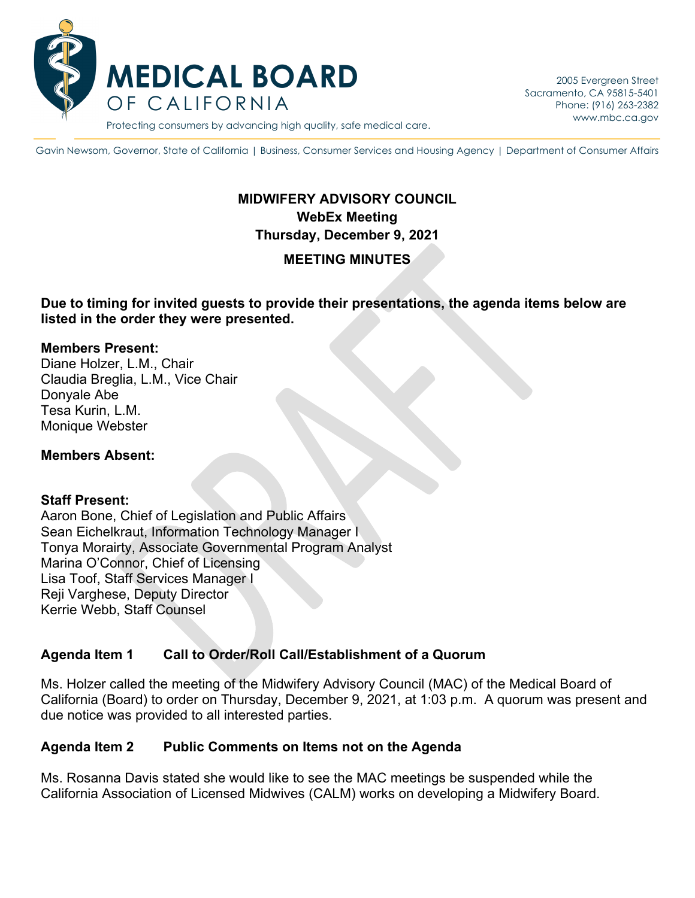# MEDICAL BOARD OF CALIFORNIA

Protecting consumers by advancing high quality, safe medical care.

2005 Evergreen Street
Sacramento, CA 95815-5401
Phone: (916) 263-2382
www.mbc.ca.gov

Gavin Newsom, Governor, State of California | Business, Consumer Services and Housing Agency | Department of Consumer Affairs

**MIDWIFERY ADVISORY COUNCIL**
**WebEx Meeting**
**Thursday, December 9, 2021**

**MEETING MINUTES**

**Due to timing for invited guests to provide their presentations, the agenda items below are listed in the order they were presented.**

**Members Present:**
Diane Holzer, L.M., Chair
Claudia Breglia, L.M., Vice Chair
Donyale Abe
Tesa Kurin, L.M.
Monique Webster

**Members Absent:**

**Staff Present:**
Aaron Bone, Chief of Legislation and Public Affairs
Sean Eichelkraut, Information Technology Manager I
Tonya Morairty, Associate Governmental Program Analyst
Marina O'Connor, Chief of Licensing
Lisa Toof, Staff Services Manager I
Reji Varghese, Deputy Director
Kerrie Webb, Staff Counsel

## Agenda Item 1 Call to Order/Roll Call/Establishment of a Quorum

Ms. Holzer called the meeting of the Midwifery Advisory Council (MAC) of the Medical Board of California (Board) to order on Thursday, December 9, 2021, at 1:03 p.m. A quorum was present and due notice was provided to all interested parties.

## Agenda Item 2 Public Comments on Items not on the Agenda

Ms. Rosanna Davis stated she would like to see the MAC meetings be suspended while the California Association of Licensed Midwives (CALM) works on developing a Midwifery Board.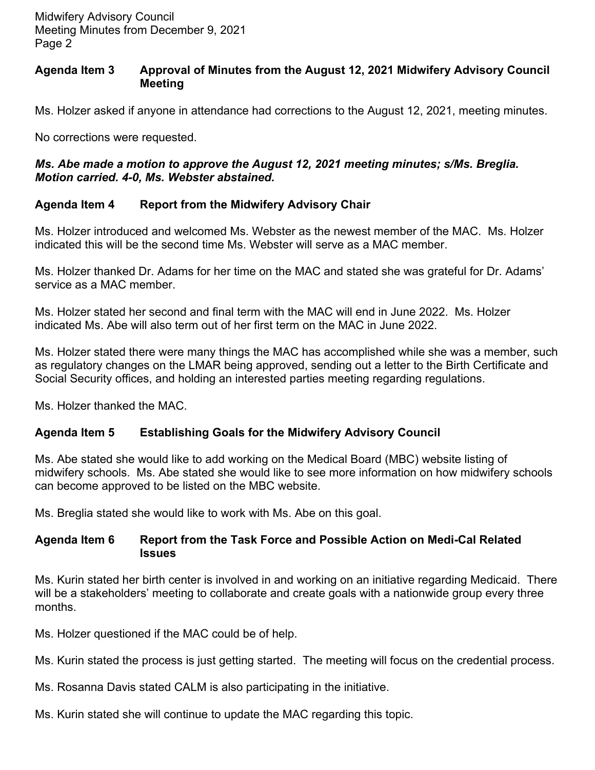## Agenda Item 3 Approval of Minutes from the August 12, 2021 Midwifery Advisory Council Meeting

Ms. Holzer asked if anyone in attendance had corrections to the August 12, 2021, meeting minutes.

No corrections were requested.

***Ms. Abe made a motion to approve the August 12, 2021 meeting minutes; s/Ms. Breglia. Motion carried. 4-0, Ms. Webster abstained.***

## Agenda Item 4 Report from the Midwifery Advisory Chair

Ms. Holzer introduced and welcomed Ms. Webster as the newest member of the MAC. Ms. Holzer indicated this will be the second time Ms. Webster will serve as a MAC member.

Ms. Holzer thanked Dr. Adams for her time on the MAC and stated she was grateful for Dr. Adams' service as a MAC member.

Ms. Holzer stated her second and final term with the MAC will end in June 2022. Ms. Holzer indicated Ms. Abe will also term out of her first term on the MAC in June 2022.

Ms. Holzer stated there were many things the MAC has accomplished while she was a member, such as regulatory changes on the LMAR being approved, sending out a letter to the Birth Certificate and Social Security offices, and holding an interested parties meeting regarding regulations.

Ms. Holzer thanked the MAC.

## Agenda Item 5 Establishing Goals for the Midwifery Advisory Council

Ms. Abe stated she would like to add working on the Medical Board (MBC) website listing of midwifery schools. Ms. Abe stated she would like to see more information on how midwifery schools can become approved to be listed on the MBC website.

Ms. Breglia stated she would like to work with Ms. Abe on this goal.

## Agenda Item 6 Report from the Task Force and Possible Action on Medi-Cal Related Issues

Ms. Kurin stated her birth center is involved in and working on an initiative regarding Medicaid. There will be a stakeholders' meeting to collaborate and create goals with a nationwide group every three months.

Ms. Holzer questioned if the MAC could be of help.

Ms. Kurin stated the process is just getting started. The meeting will focus on the credential process.

Ms. Rosanna Davis stated CALM is also participating in the initiative.

Ms. Kurin stated she will continue to update the MAC regarding this topic.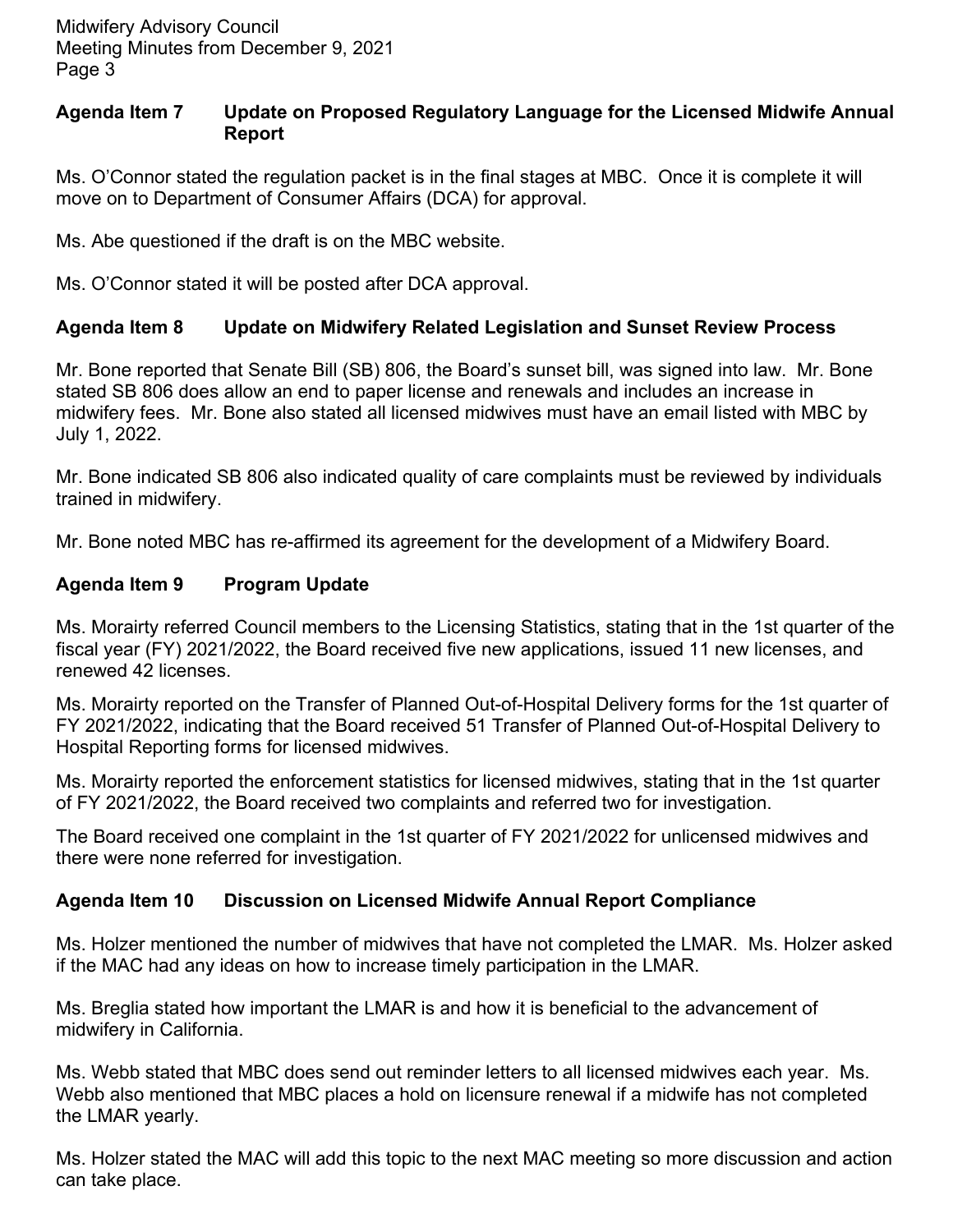## Agenda Item 7 Update on Proposed Regulatory Language for the Licensed Midwife Annual Report

Ms. O'Connor stated the regulation packet is in the final stages at MBC. Once it is complete it will move on to Department of Consumer Affairs (DCA) for approval.

Ms. Abe questioned if the draft is on the MBC website.

Ms. O'Connor stated it will be posted after DCA approval.

## Agenda Item 8 Update on Midwifery Related Legislation and Sunset Review Process

Mr. Bone reported that Senate Bill (SB) 806, the Board's sunset bill, was signed into law. Mr. Bone stated SB 806 does allow an end to paper license and renewals and includes an increase in midwifery fees. Mr. Bone also stated all licensed midwives must have an email listed with MBC by July 1, 2022.

Mr. Bone indicated SB 806 also indicated quality of care complaints must be reviewed by individuals trained in midwifery.

Mr. Bone noted MBC has re-affirmed its agreement for the development of a Midwifery Board.

## Agenda Item 9 Program Update

Ms. Morairty referred Council members to the Licensing Statistics, stating that in the 1st quarter of the fiscal year (FY) 2021/2022, the Board received five new applications, issued 11 new licenses, and renewed 42 licenses.

Ms. Morairty reported on the Transfer of Planned Out-of-Hospital Delivery forms for the 1st quarter of FY 2021/2022, indicating that the Board received 51 Transfer of Planned Out-of-Hospital Delivery to Hospital Reporting forms for licensed midwives.

Ms. Morairty reported the enforcement statistics for licensed midwives, stating that in the 1st quarter of FY 2021/2022, the Board received two complaints and referred two for investigation.

The Board received one complaint in the 1st quarter of FY 2021/2022 for unlicensed midwives and there were none referred for investigation.

## Agenda Item 10 Discussion on Licensed Midwife Annual Report Compliance

Ms. Holzer mentioned the number of midwives that have not completed the LMAR. Ms. Holzer asked if the MAC had any ideas on how to increase timely participation in the LMAR.

Ms. Breglia stated how important the LMAR is and how it is beneficial to the advancement of midwifery in California.

Ms. Webb stated that MBC does send out reminder letters to all licensed midwives each year. Ms. Webb also mentioned that MBC places a hold on licensure renewal if a midwife has not completed the LMAR yearly.

Ms. Holzer stated the MAC will add this topic to the next MAC meeting so more discussion and action can take place.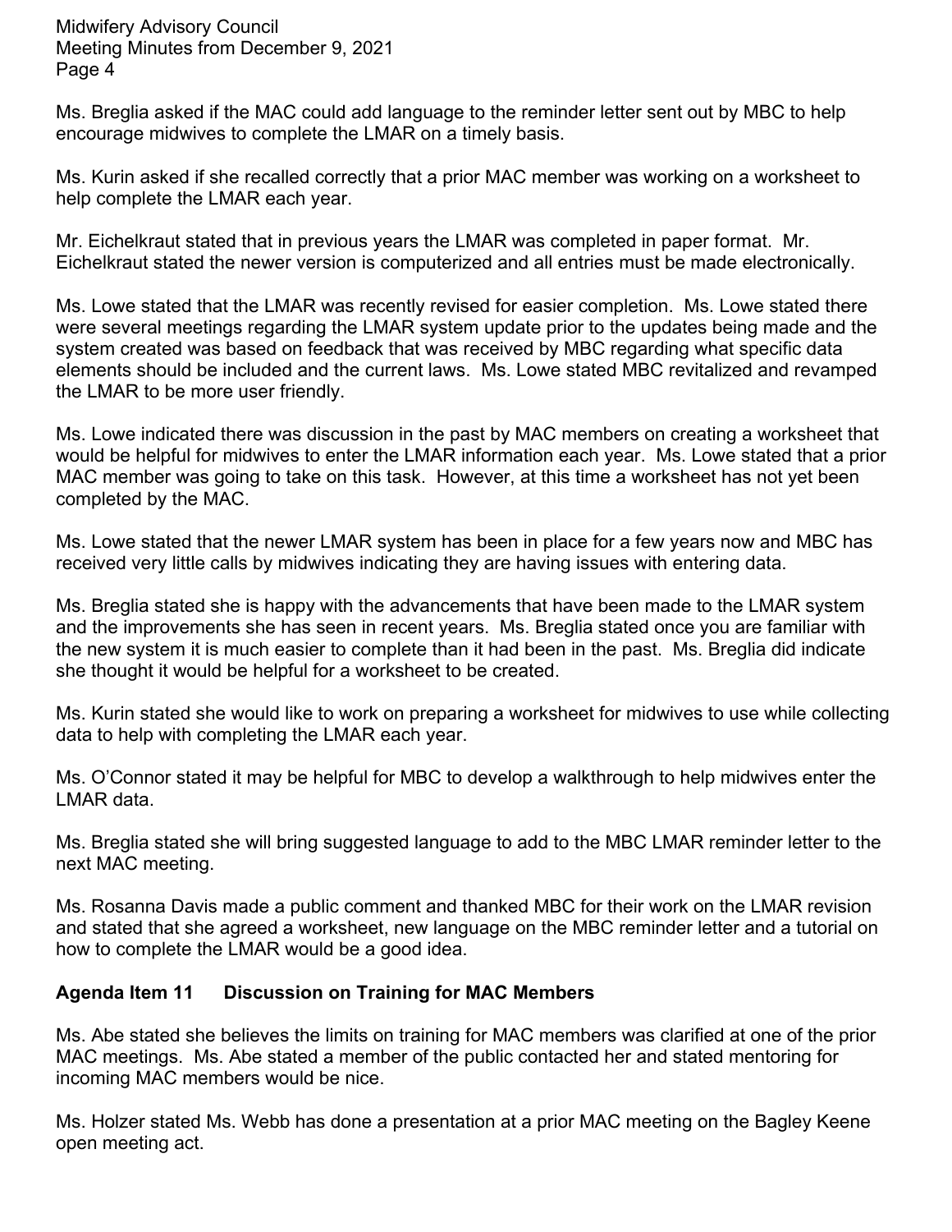Ms. Breglia asked if the MAC could add language to the reminder letter sent out by MBC to help encourage midwives to complete the LMAR on a timely basis.

Ms. Kurin asked if she recalled correctly that a prior MAC member was working on a worksheet to help complete the LMAR each year.

Mr. Eichelkraut stated that in previous years the LMAR was completed in paper format. Mr. Eichelkraut stated the newer version is computerized and all entries must be made electronically.

Ms. Lowe stated that the LMAR was recently revised for easier completion. Ms. Lowe stated there were several meetings regarding the LMAR system update prior to the updates being made and the system created was based on feedback that was received by MBC regarding what specific data elements should be included and the current laws. Ms. Lowe stated MBC revitalized and revamped the LMAR to be more user friendly.

Ms. Lowe indicated there was discussion in the past by MAC members on creating a worksheet that would be helpful for midwives to enter the LMAR information each year. Ms. Lowe stated that a prior MAC member was going to take on this task. However, at this time a worksheet has not yet been completed by the MAC.

Ms. Lowe stated that the newer LMAR system has been in place for a few years now and MBC has received very little calls by midwives indicating they are having issues with entering data.

Ms. Breglia stated she is happy with the advancements that have been made to the LMAR system and the improvements she has seen in recent years. Ms. Breglia stated once you are familiar with the new system it is much easier to complete than it had been in the past. Ms. Breglia did indicate she thought it would be helpful for a worksheet to be created.

Ms. Kurin stated she would like to work on preparing a worksheet for midwives to use while collecting data to help with completing the LMAR each year.

Ms. O'Connor stated it may be helpful for MBC to develop a walkthrough to help midwives enter the LMAR data.

Ms. Breglia stated she will bring suggested language to add to the MBC LMAR reminder letter to the next MAC meeting.

Ms. Rosanna Davis made a public comment and thanked MBC for their work on the LMAR revision and stated that she agreed a worksheet, new language on the MBC reminder letter and a tutorial on how to complete the LMAR would be a good idea.

## Agenda Item 11 Discussion on Training for MAC Members

Ms. Abe stated she believes the limits on training for MAC members was clarified at one of the prior MAC meetings. Ms. Abe stated a member of the public contacted her and stated mentoring for incoming MAC members would be nice.

Ms. Holzer stated Ms. Webb has done a presentation at a prior MAC meeting on the Bagley Keene open meeting act.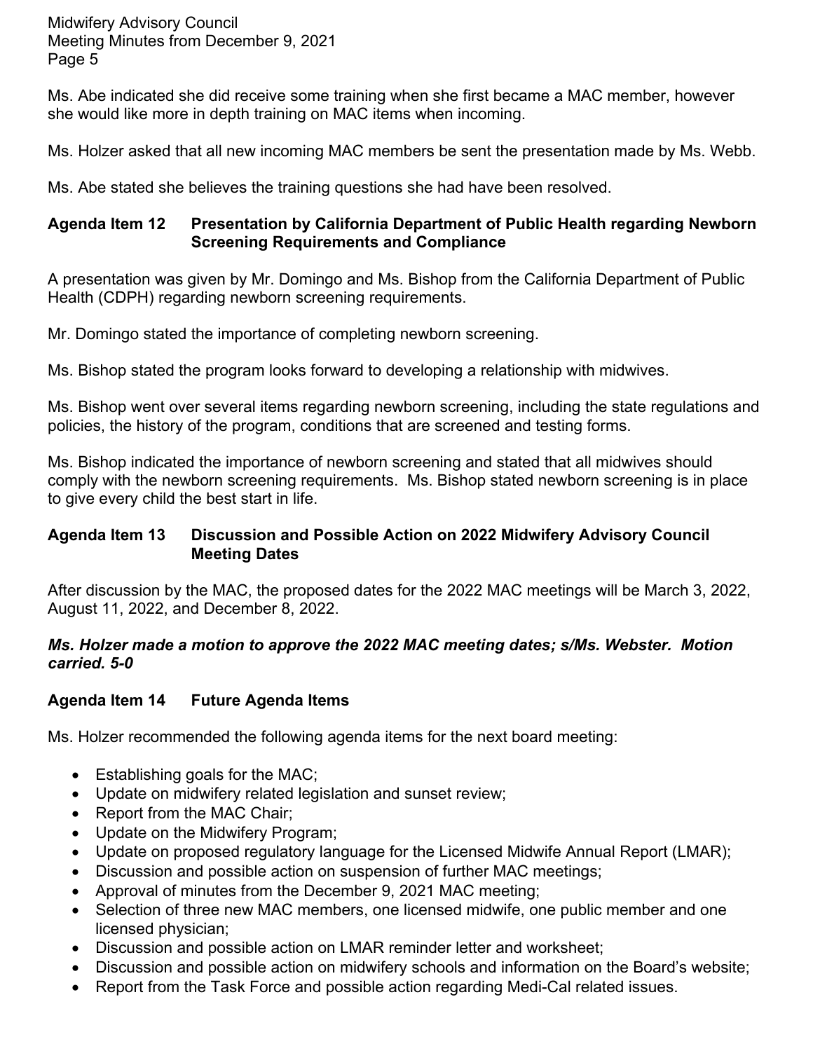Ms. Abe indicated she did receive some training when she first became a MAC member, however she would like more in depth training on MAC items when incoming.

Ms. Holzer asked that all new incoming MAC members be sent the presentation made by Ms. Webb.

Ms. Abe stated she believes the training questions she had have been resolved.

## Agenda Item 12 Presentation by California Department of Public Health regarding Newborn Screening Requirements and Compliance

A presentation was given by Mr. Domingo and Ms. Bishop from the California Department of Public Health (CDPH) regarding newborn screening requirements.

Mr. Domingo stated the importance of completing newborn screening.

Ms. Bishop stated the program looks forward to developing a relationship with midwives.

Ms. Bishop went over several items regarding newborn screening, including the state regulations and policies, the history of the program, conditions that are screened and testing forms.

Ms. Bishop indicated the importance of newborn screening and stated that all midwives should comply with the newborn screening requirements. Ms. Bishop stated newborn screening is in place to give every child the best start in life.

## Agenda Item 13 Discussion and Possible Action on 2022 Midwifery Advisory Council Meeting Dates

After discussion by the MAC, the proposed dates for the 2022 MAC meetings will be March 3, 2022, August 11, 2022, and December 8, 2022.

***Ms. Holzer made a motion to approve the 2022 MAC meeting dates; s/Ms. Webster. Motion carried. 5-0***

## Agenda Item 14 Future Agenda Items

Ms. Holzer recommended the following agenda items for the next board meeting:

- Establishing goals for the MAC;
- Update on midwifery related legislation and sunset review;
- Report from the MAC Chair;
- Update on the Midwifery Program;
- Update on proposed regulatory language for the Licensed Midwife Annual Report (LMAR);
- Discussion and possible action on suspension of further MAC meetings;
- Approval of minutes from the December 9, 2021 MAC meeting;
- Selection of three new MAC members, one licensed midwife, one public member and one licensed physician;
- Discussion and possible action on LMAR reminder letter and worksheet;
- Discussion and possible action on midwifery schools and information on the Board's website;
- Report from the Task Force and possible action regarding Medi-Cal related issues.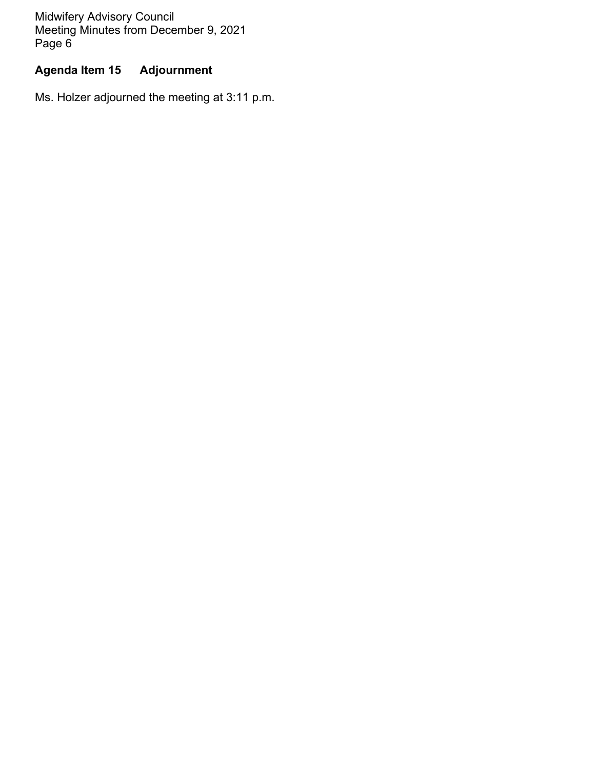## Agenda Item 15 Adjournment

Ms. Holzer adjourned the meeting at 3:11 p.m.